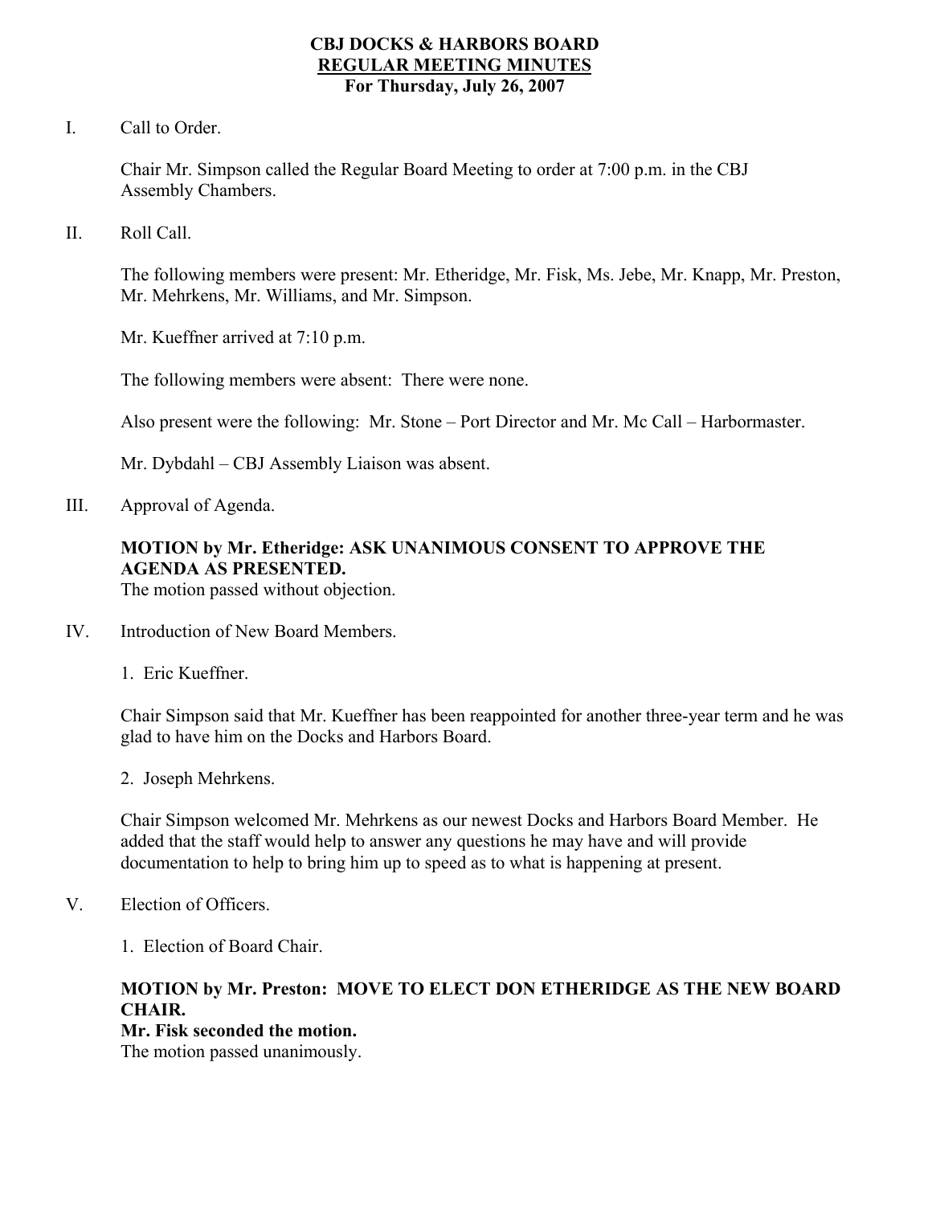# CBJ DOCKS & HARBORS BOARD
## REGULAR MEETING MINUTES
### For Thursday, July 26, 2007

I. Call to Order.

Chair Mr. Simpson called the Regular Board Meeting to order at 7:00 p.m. in the CBJ Assembly Chambers.

II. Roll Call.

The following members were present: Mr. Etheridge, Mr. Fisk, Ms. Jebe, Mr. Knapp, Mr. Preston, Mr. Mehrkens, Mr. Williams, and Mr. Simpson.

Mr. Kueffner arrived at 7:10 p.m.

The following members were absent: There were none.

Also present were the following: Mr. Stone – Port Director and Mr. Mc Call – Harbormaster.

Mr. Dybdahl – CBJ Assembly Liaison was absent.

III. Approval of Agenda.

**MOTION by Mr. Etheridge: ASK UNANIMOUS CONSENT TO APPROVE THE AGENDA AS PRESENTED.**
The motion passed without objection.

IV. Introduction of New Board Members.

1. Eric Kueffner.

Chair Simpson said that Mr. Kueffner has been reappointed for another three-year term and he was glad to have him on the Docks and Harbors Board.

2. Joseph Mehrkens.

Chair Simpson welcomed Mr. Mehrkens as our newest Docks and Harbors Board Member. He added that the staff would help to answer any questions he may have and will provide documentation to help to bring him up to speed as to what is happening at present.

V. Election of Officers.

1. Election of Board Chair.

**MOTION by Mr. Preston: MOVE TO ELECT DON ETHERIDGE AS THE NEW BOARD CHAIR.**
**Mr. Fisk seconded the motion.**
The motion passed unanimously.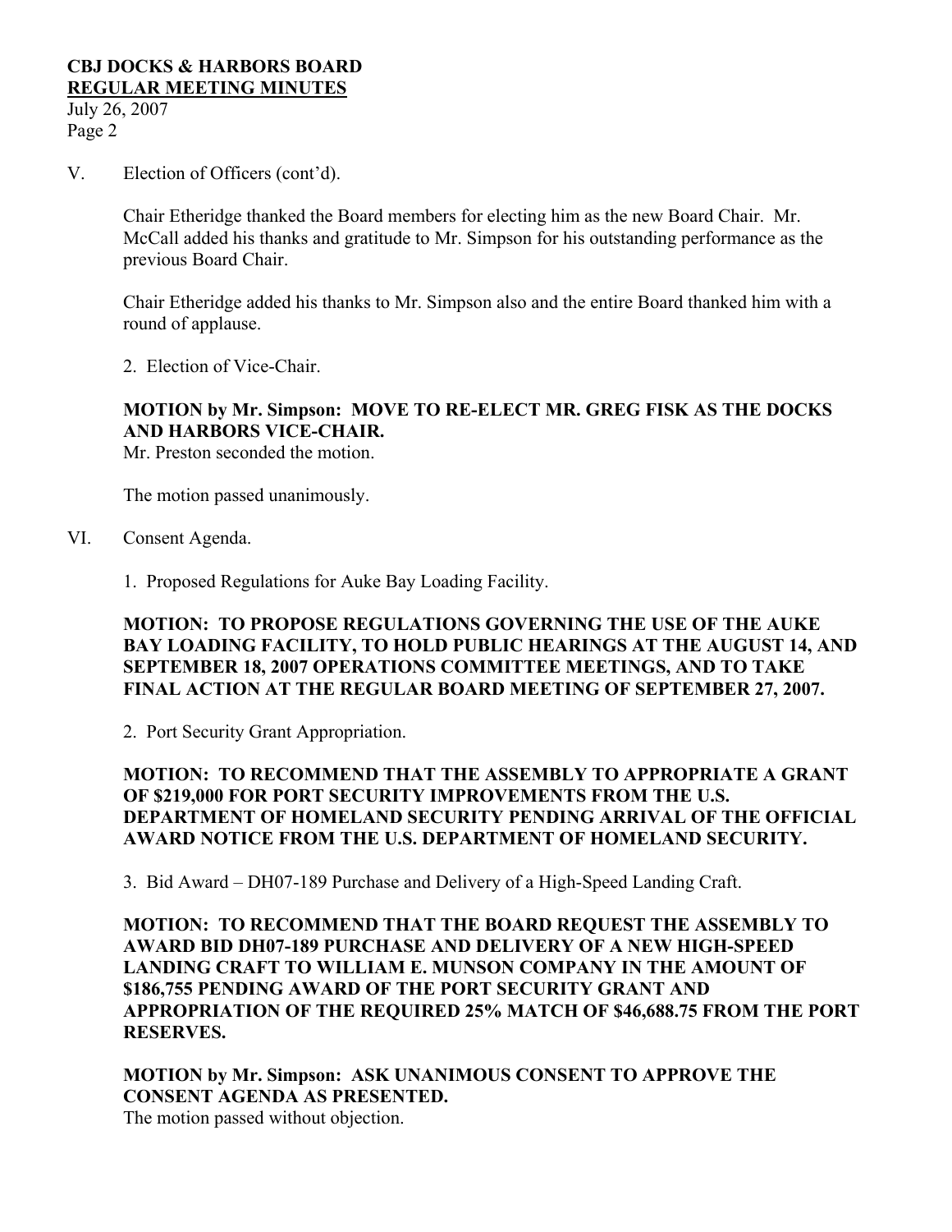V. Election of Officers (cont'd).

Chair Etheridge thanked the Board members for electing him as the new Board Chair. Mr. McCall added his thanks and gratitude to Mr. Simpson for his outstanding performance as the previous Board Chair.

Chair Etheridge added his thanks to Mr. Simpson also and the entire Board thanked him with a round of applause.

2. Election of Vice-Chair.

**MOTION by Mr. Simpson: MOVE TO RE-ELECT MR. GREG FISK AS THE DOCKS AND HARBORS VICE-CHAIR.**
Mr. Preston seconded the motion.

The motion passed unanimously.

VI. Consent Agenda.

1. Proposed Regulations for Auke Bay Loading Facility.

**MOTION: TO PROPOSE REGULATIONS GOVERNING THE USE OF THE AUKE BAY LOADING FACILITY, TO HOLD PUBLIC HEARINGS AT THE AUGUST 14, AND SEPTEMBER 18, 2007 OPERATIONS COMMITTEE MEETINGS, AND TO TAKE FINAL ACTION AT THE REGULAR BOARD MEETING OF SEPTEMBER 27, 2007.**

2. Port Security Grant Appropriation.

**MOTION: TO RECOMMEND THAT THE ASSEMBLY TO APPROPRIATE A GRANT OF $219,000 FOR PORT SECURITY IMPROVEMENTS FROM THE U.S. DEPARTMENT OF HOMELAND SECURITY PENDING ARRIVAL OF THE OFFICIAL AWARD NOTICE FROM THE U.S. DEPARTMENT OF HOMELAND SECURITY.**

3. Bid Award – DH07-189 Purchase and Delivery of a High-Speed Landing Craft.

**MOTION: TO RECOMMEND THAT THE BOARD REQUEST THE ASSEMBLY TO AWARD BID DH07-189 PURCHASE AND DELIVERY OF A NEW HIGH-SPEED LANDING CRAFT TO WILLIAM E. MUNSON COMPANY IN THE AMOUNT OF $186,755 PENDING AWARD OF THE PORT SECURITY GRANT AND APPROPRIATION OF THE REQUIRED 25% MATCH OF $46,688.75 FROM THE PORT RESERVES.**

**MOTION by Mr. Simpson: ASK UNANIMOUS CONSENT TO APPROVE THE CONSENT AGENDA AS PRESENTED.**
The motion passed without objection.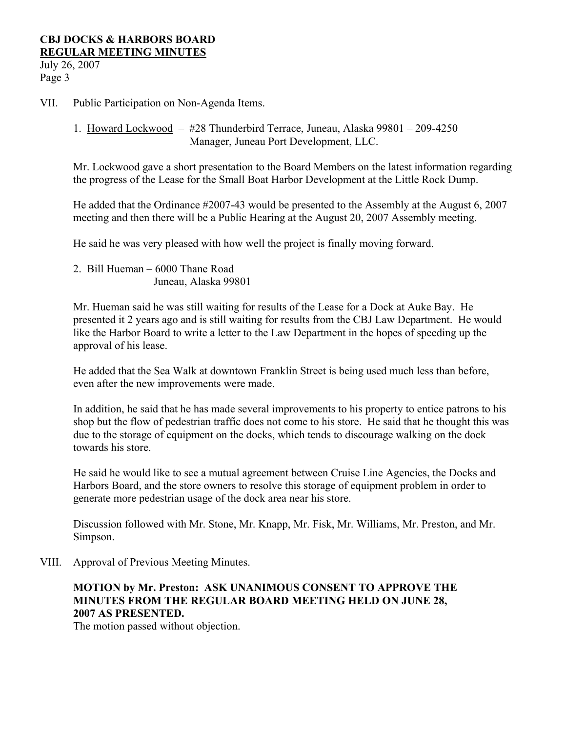VII. Public Participation on Non-Agenda Items.

1. Howard Lockwood – #28 Thunderbird Terrace, Juneau, Alaska 99801 – 209-4250
   Manager, Juneau Port Development, LLC.

Mr. Lockwood gave a short presentation to the Board Members on the latest information regarding the progress of the Lease for the Small Boat Harbor Development at the Little Rock Dump.

He added that the Ordinance #2007-43 would be presented to the Assembly at the August 6, 2007 meeting and then there will be a Public Hearing at the August 20, 2007 Assembly meeting.

He said he was very pleased with how well the project is finally moving forward.

2. Bill Hueman – 6000 Thane Road
   Juneau, Alaska 99801

Mr. Hueman said he was still waiting for results of the Lease for a Dock at Auke Bay. He presented it 2 years ago and is still waiting for results from the CBJ Law Department. He would like the Harbor Board to write a letter to the Law Department in the hopes of speeding up the approval of his lease.

He added that the Sea Walk at downtown Franklin Street is being used much less than before, even after the new improvements were made.

In addition, he said that he has made several improvements to his property to entice patrons to his shop but the flow of pedestrian traffic does not come to his store. He said that he thought this was due to the storage of equipment on the docks, which tends to discourage walking on the dock towards his store.

He said he would like to see a mutual agreement between Cruise Line Agencies, the Docks and Harbors Board, and the store owners to resolve this storage of equipment problem in order to generate more pedestrian usage of the dock area near his store.

Discussion followed with Mr. Stone, Mr. Knapp, Mr. Fisk, Mr. Williams, Mr. Preston, and Mr. Simpson.

VIII. Approval of Previous Meeting Minutes.

**MOTION by Mr. Preston: ASK UNANIMOUS CONSENT TO APPROVE THE MINUTES FROM THE REGULAR BOARD MEETING HELD ON JUNE 28, 2007 AS PRESENTED.**

The motion passed without objection.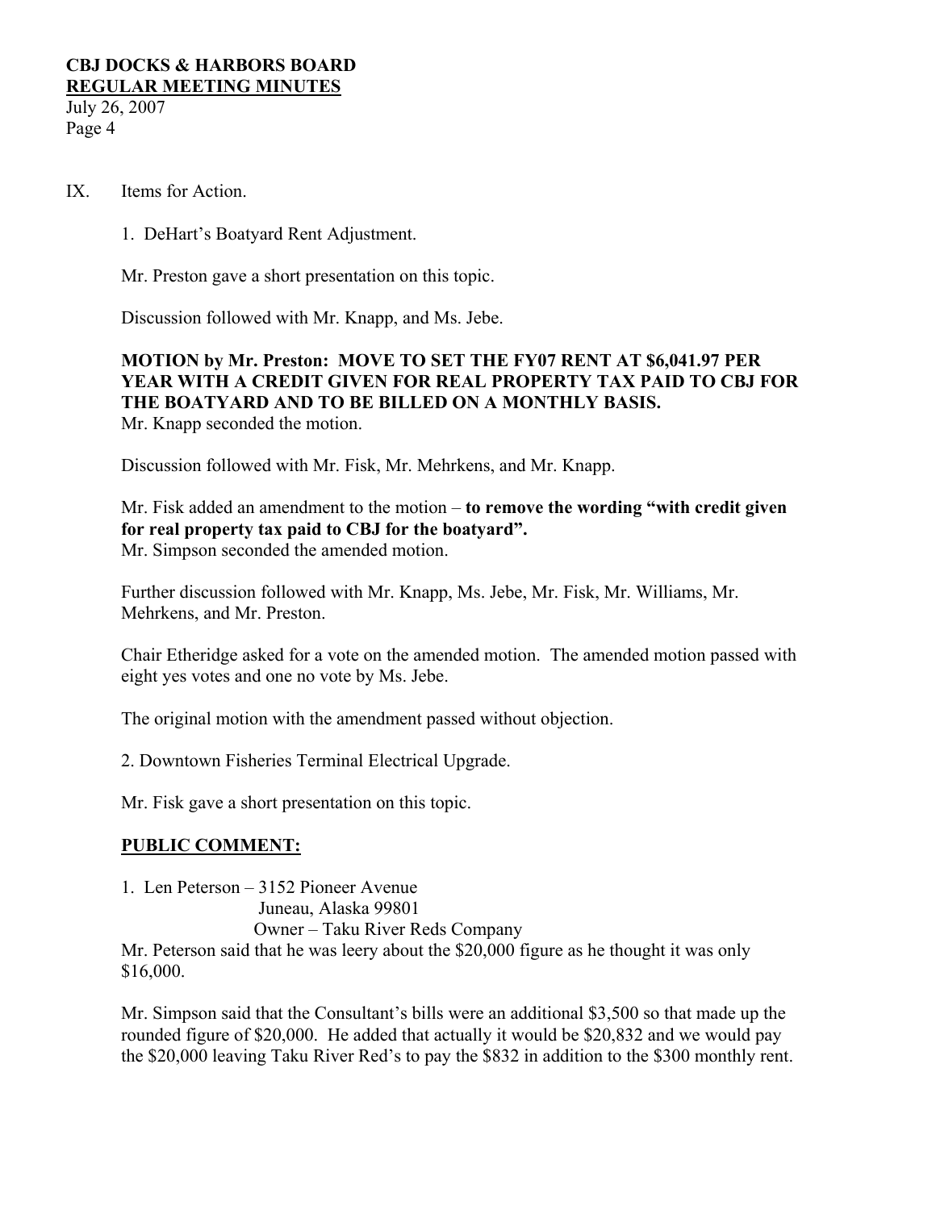IX. Items for Action.

1. DeHart's Boatyard Rent Adjustment.

Mr. Preston gave a short presentation on this topic.

Discussion followed with Mr. Knapp, and Ms. Jebe.

**MOTION by Mr. Preston: MOVE TO SET THE FY07 RENT AT $6,041.97 PER YEAR WITH A CREDIT GIVEN FOR REAL PROPERTY TAX PAID TO CBJ FOR THE BOATYARD AND TO BE BILLED ON A MONTHLY BASIS.**
Mr. Knapp seconded the motion.

Discussion followed with Mr. Fisk, Mr. Mehrkens, and Mr. Knapp.

Mr. Fisk added an amendment to the motion – **to remove the wording "with credit given for real property tax paid to CBJ for the boatyard".**
Mr. Simpson seconded the amended motion.

Further discussion followed with Mr. Knapp, Ms. Jebe, Mr. Fisk, Mr. Williams, Mr. Mehrkens, and Mr. Preston.

Chair Etheridge asked for a vote on the amended motion. The amended motion passed with eight yes votes and one no vote by Ms. Jebe.

The original motion with the amendment passed without objection.

2. Downtown Fisheries Terminal Electrical Upgrade.

Mr. Fisk gave a short presentation on this topic.

**PUBLIC COMMENT:**

1. Len Peterson – 3152 Pioneer Avenue
   Juneau, Alaska 99801
   Owner – Taku River Reds Company

Mr. Peterson said that he was leery about the $20,000 figure as he thought it was only $16,000.

Mr. Simpson said that the Consultant's bills were an additional $3,500 so that made up the rounded figure of $20,000. He added that actually it would be $20,832 and we would pay the $20,000 leaving Taku River Red's to pay the $832 in addition to the $300 monthly rent.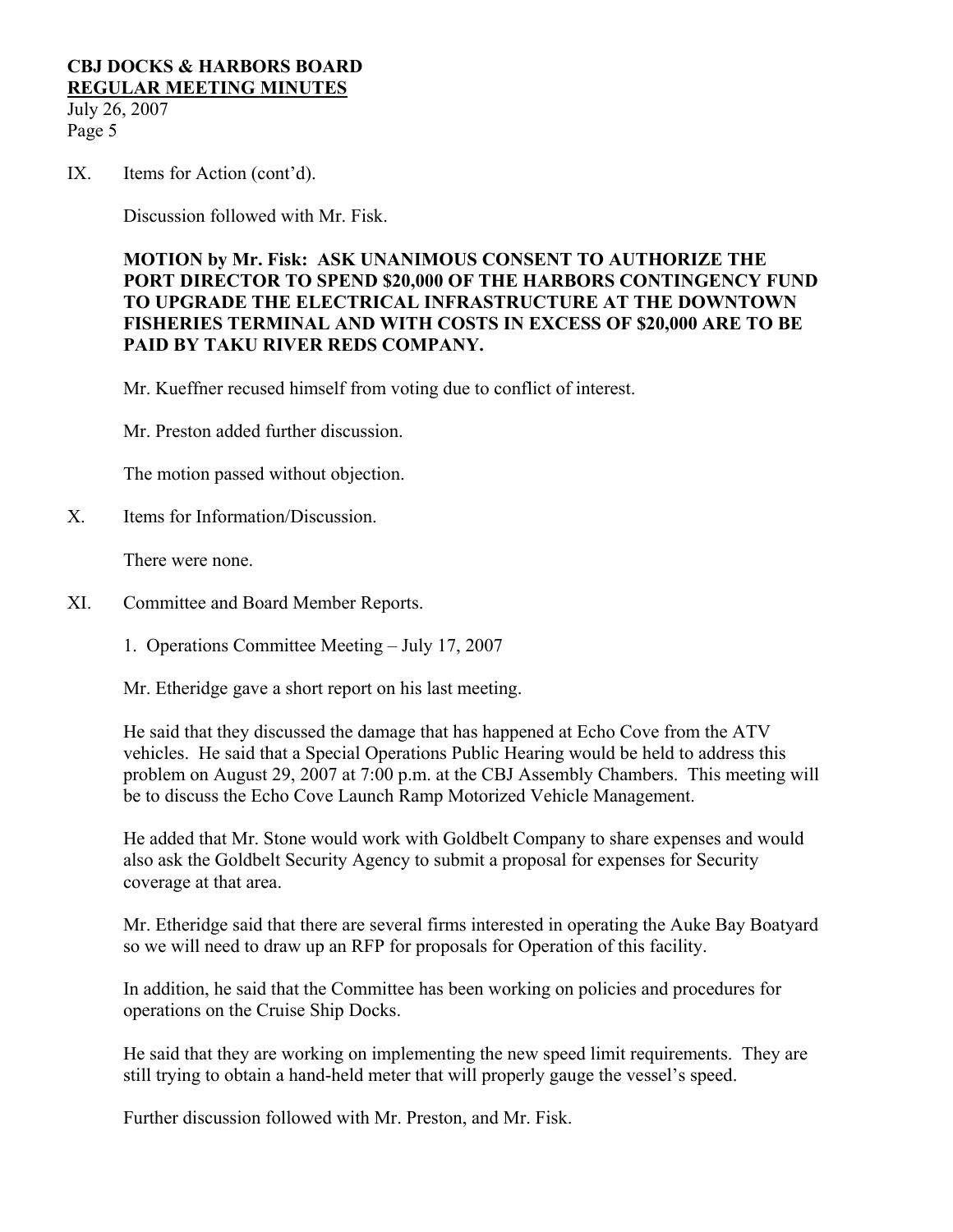IX. Items for Action (cont'd).

Discussion followed with Mr. Fisk.

**MOTION by Mr. Fisk: ASK UNANIMOUS CONSENT TO AUTHORIZE THE PORT DIRECTOR TO SPEND $20,000 OF THE HARBORS CONTINGENCY FUND TO UPGRADE THE ELECTRICAL INFRASTRUCTURE AT THE DOWNTOWN FISHERIES TERMINAL AND WITH COSTS IN EXCESS OF $20,000 ARE TO BE PAID BY TAKU RIVER REDS COMPANY.**

Mr. Kueffner recused himself from voting due to conflict of interest.

Mr. Preston added further discussion.

The motion passed without objection.

X. Items for Information/Discussion.

There were none.

XI. Committee and Board Member Reports.

1. Operations Committee Meeting – July 17, 2007

Mr. Etheridge gave a short report on his last meeting.

He said that they discussed the damage that has happened at Echo Cove from the ATV vehicles. He said that a Special Operations Public Hearing would be held to address this problem on August 29, 2007 at 7:00 p.m. at the CBJ Assembly Chambers. This meeting will be to discuss the Echo Cove Launch Ramp Motorized Vehicle Management.

He added that Mr. Stone would work with Goldbelt Company to share expenses and would also ask the Goldbelt Security Agency to submit a proposal for expenses for Security coverage at that area.

Mr. Etheridge said that there are several firms interested in operating the Auke Bay Boatyard so we will need to draw up an RFP for proposals for Operation of this facility.

In addition, he said that the Committee has been working on policies and procedures for operations on the Cruise Ship Docks.

He said that they are working on implementing the new speed limit requirements. They are still trying to obtain a hand-held meter that will properly gauge the vessel's speed.

Further discussion followed with Mr. Preston, and Mr. Fisk.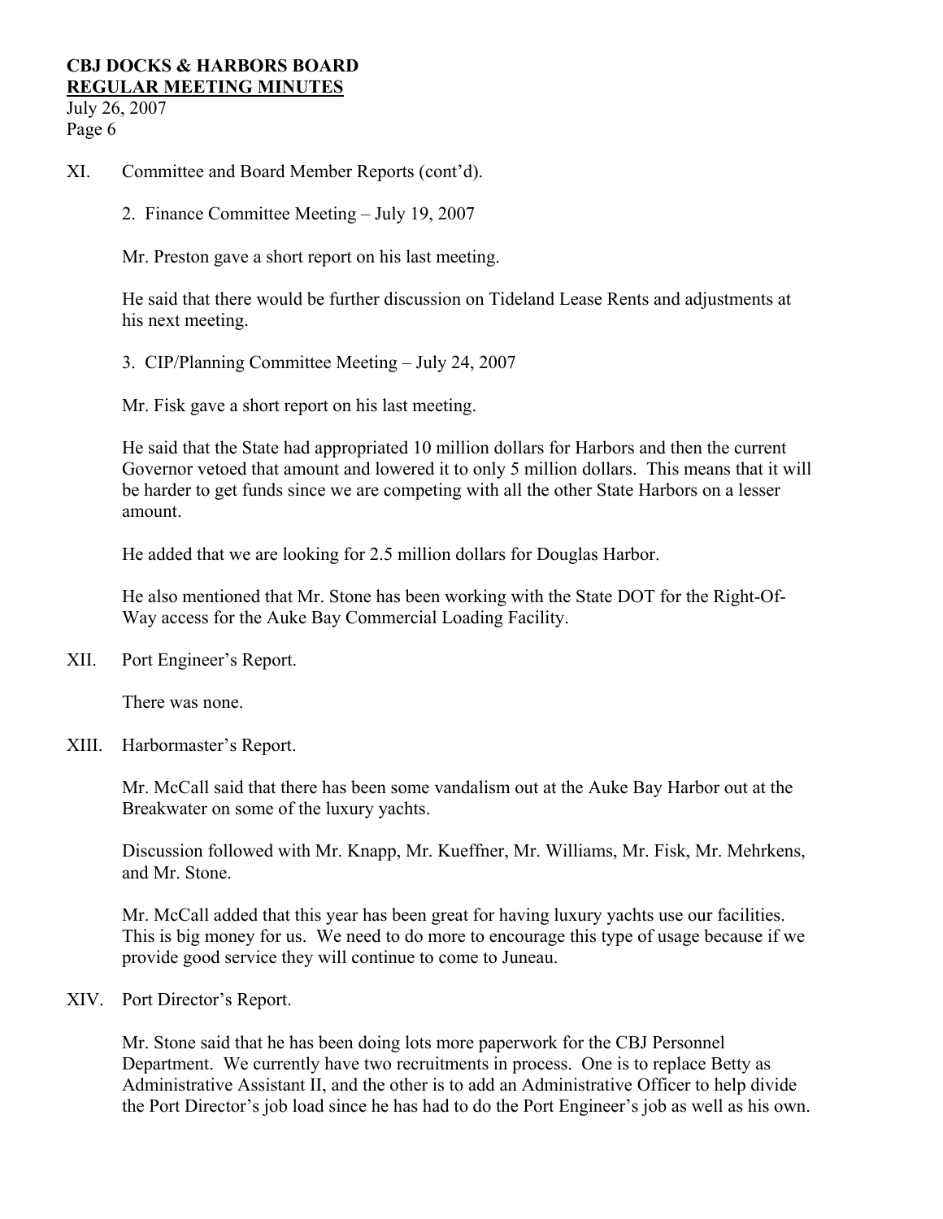XI. Committee and Board Member Reports (cont'd).

2. Finance Committee Meeting – July 19, 2007

Mr. Preston gave a short report on his last meeting.

He said that there would be further discussion on Tideland Lease Rents and adjustments at his next meeting.

3. CIP/Planning Committee Meeting – July 24, 2007

Mr. Fisk gave a short report on his last meeting.

He said that the State had appropriated 10 million dollars for Harbors and then the current Governor vetoed that amount and lowered it to only 5 million dollars. This means that it will be harder to get funds since we are competing with all the other State Harbors on a lesser amount.

He added that we are looking for 2.5 million dollars for Douglas Harbor.

He also mentioned that Mr. Stone has been working with the State DOT for the Right-Of-Way access for the Auke Bay Commercial Loading Facility.

XII. Port Engineer's Report.

There was none.

XIII. Harbormaster's Report.

Mr. McCall said that there has been some vandalism out at the Auke Bay Harbor out at the Breakwater on some of the luxury yachts.

Discussion followed with Mr. Knapp, Mr. Kueffner, Mr. Williams, Mr. Fisk, Mr. Mehrkens, and Mr. Stone.

Mr. McCall added that this year has been great for having luxury yachts use our facilities. This is big money for us. We need to do more to encourage this type of usage because if we provide good service they will continue to come to Juneau.

XIV. Port Director's Report.

Mr. Stone said that he has been doing lots more paperwork for the CBJ Personnel Department. We currently have two recruitments in process. One is to replace Betty as Administrative Assistant II, and the other is to add an Administrative Officer to help divide the Port Director's job load since he has had to do the Port Engineer's job as well as his own.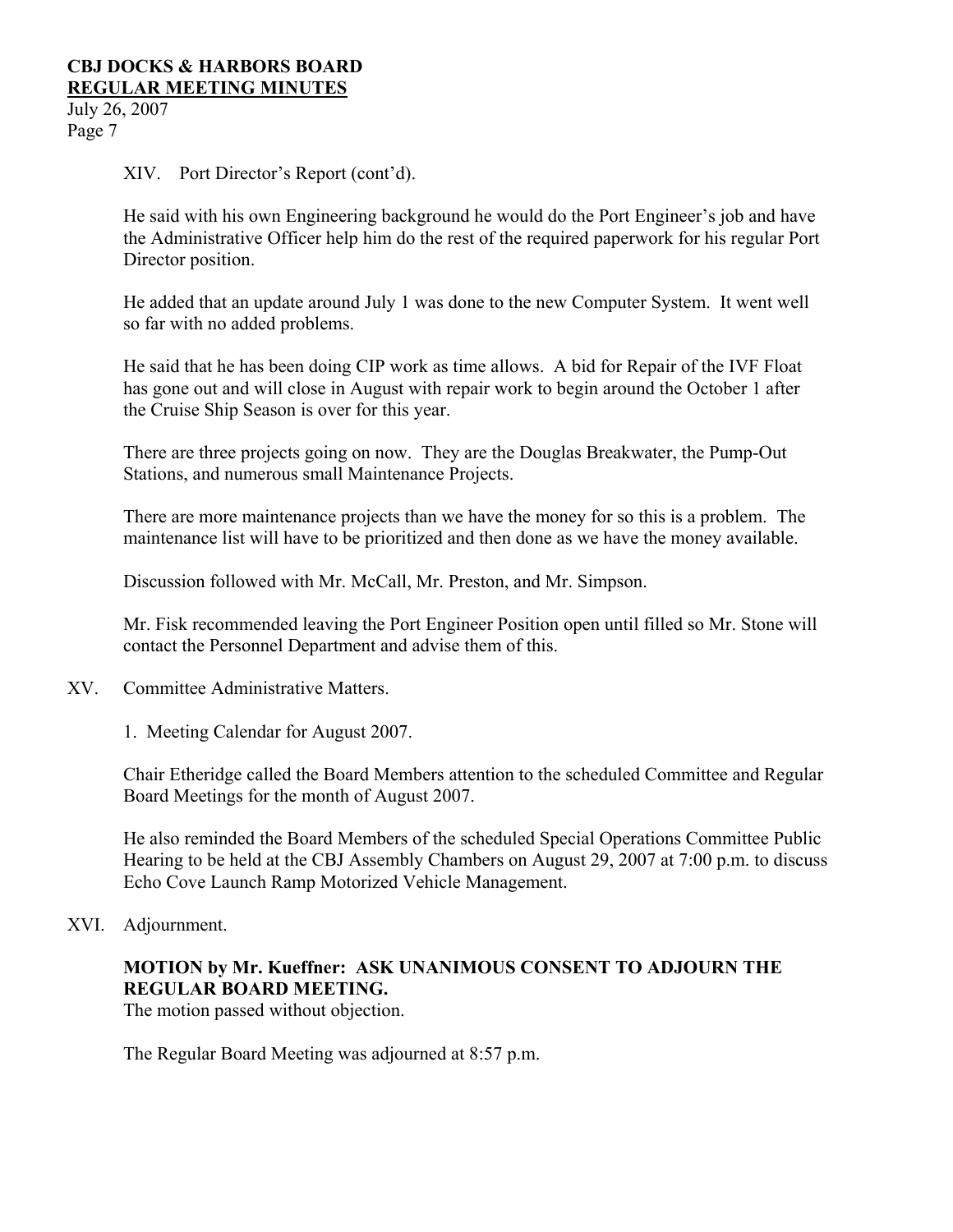XIV. Port Director's Report (cont'd).

He said with his own Engineering background he would do the Port Engineer's job and have the Administrative Officer help him do the rest of the required paperwork for his regular Port Director position.

He added that an update around July 1 was done to the new Computer System. It went well so far with no added problems.

He said that he has been doing CIP work as time allows. A bid for Repair of the IVF Float has gone out and will close in August with repair work to begin around the October 1 after the Cruise Ship Season is over for this year.

There are three projects going on now. They are the Douglas Breakwater, the Pump-Out Stations, and numerous small Maintenance Projects.

There are more maintenance projects than we have the money for so this is a problem. The maintenance list will have to be prioritized and then done as we have the money available.

Discussion followed with Mr. McCall, Mr. Preston, and Mr. Simpson.

Mr. Fisk recommended leaving the Port Engineer Position open until filled so Mr. Stone will contact the Personnel Department and advise them of this.

XV. Committee Administrative Matters.

1. Meeting Calendar for August 2007.

Chair Etheridge called the Board Members attention to the scheduled Committee and Regular Board Meetings for the month of August 2007.

He also reminded the Board Members of the scheduled Special Operations Committee Public Hearing to be held at the CBJ Assembly Chambers on August 29, 2007 at 7:00 p.m. to discuss Echo Cove Launch Ramp Motorized Vehicle Management.

XVI. Adjournment.

**MOTION by Mr. Kueffner: ASK UNANIMOUS CONSENT TO ADJOURN THE REGULAR BOARD MEETING.**
The motion passed without objection.

The Regular Board Meeting was adjourned at 8:57 p.m.